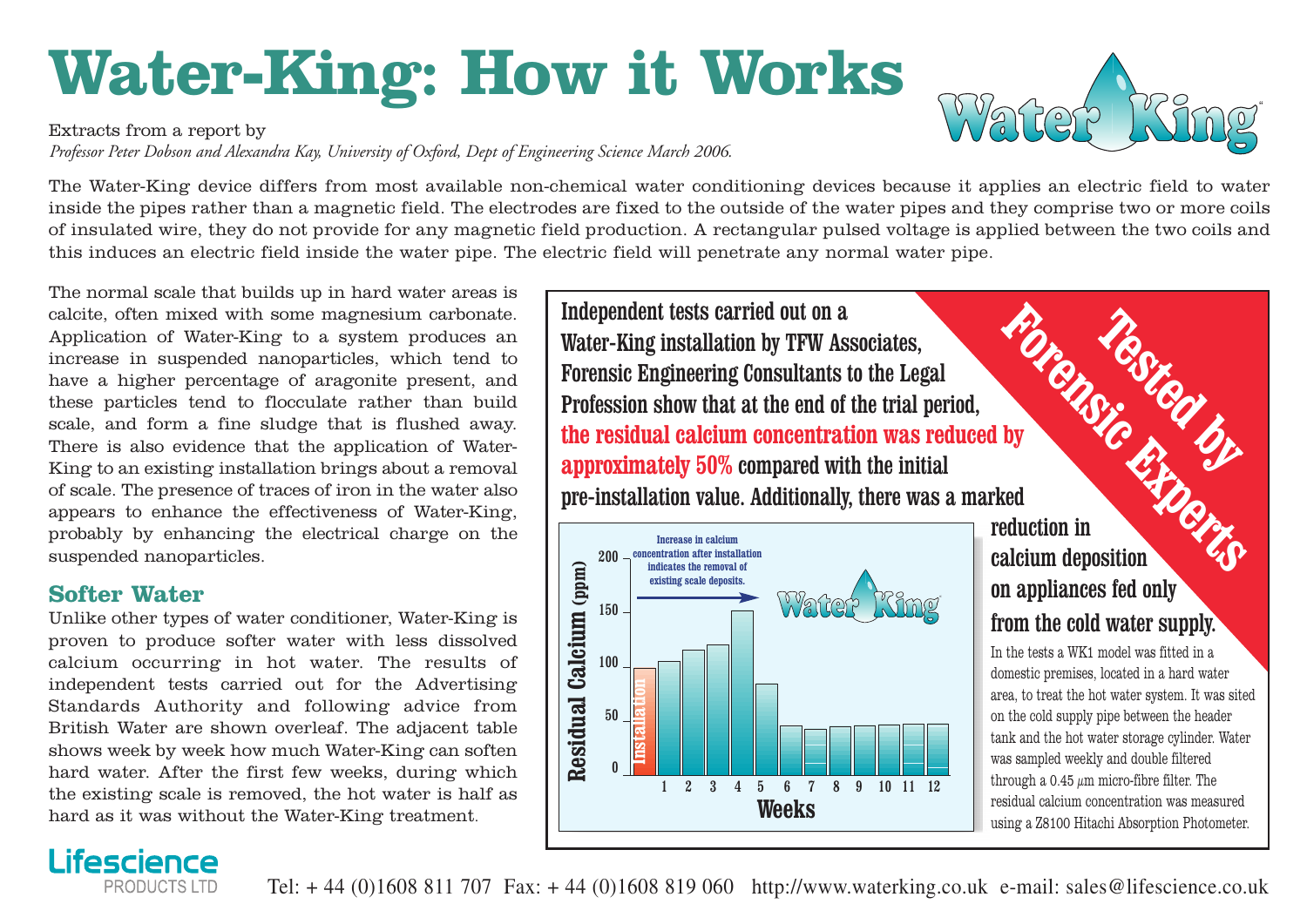# Water-King: How it Works

Extracts from a report by
*Professor Peter Dobson and Alexandra Kay, University of Oxford, Dept of Engineering Science March 2006.*

The Water-King device differs from most available non-chemical water conditioning devices because it applies an electric field to water inside the pipes rather than a magnetic field. The electrodes are fixed to the outside of the water pipes and they comprise two or more coils of insulated wire, they do not provide for any magnetic field production. A rectangular pulsed voltage is applied between the two coils and this induces an electric field inside the water pipe. The electric field will penetrate any normal water pipe.

The normal scale that builds up in hard water areas is calcite, often mixed with some magnesium carbonate. Application of Water-King to a system produces an increase in suspended nanoparticles, which tend to have a higher percentage of aragonite present, and these particles tend to flocculate rather than build scale, and form a fine sludge that is flushed away. There is also evidence that the application of Water-King to an existing installation brings about a removal of scale. The presence of traces of iron in the water also appears to enhance the effectiveness of Water-King, probably by enhancing the electrical charge on the suspended nanoparticles.

## Softer Water

Unlike other types of water conditioner, Water-King is proven to produce softer water with less dissolved calcium occurring in hot water. The results of independent tests carried out for the Advertising Standards Authority and following advice from British Water are shown overleaf. The adjacent table shows week by week how much Water-King can soften hard water. After the first few weeks, during which the existing scale is removed, the hot water is half as hard as it was without the Water-King treatment.

**Tested by Forensic Experts**

**Independent tests carried out on a Water-King installation by TFW Associates, Forensic Engineering Consultants to the Legal Profession show that at the end of the trial period, the residual calcium concentration was reduced by approximately 50% compared with the initial pre-installation value. Additionally, there was a marked reduction in calcium deposition on appliances fed only from the cold water supply.**

Residual Calcium (ppm) vs Weeks — Increase in calcium concentration after installation indicates the removal of existing scale deposits.

| Week | Residual Calcium (ppm, approx.) |
|---|---|
| Installation | 98 |
| 1 | 105 |
| 2 | 115 |
| 3 | 120 |
| 4 | 151 |
| 5 | 84 |
| 6 | 45 |
| 7 | 42 |
| 8 | 44 |
| 9 | 45 |
| 10 | 46 |
| 11 | 47 |
| 12 | 47 |

In the tests a WK1 model was fitted in a domestic premises, located in a hard water area, to treat the hot water system. It was sited on the cold supply pipe between the header tank and the hot water storage cylinder. Water was sampled weekly and double filtered through a 0.45 $\mu$m micro-fibre filter. The residual calcium concentration was measured using a Z8100 Hitachi Absorption Photometer.

Lifescience PRODUCTS LTD

Tel: + 44 (0)1608 811 707 Fax: + 44 (0)1608 819 060 http://www.waterking.co.uk e-mail: sales@lifescience.co.uk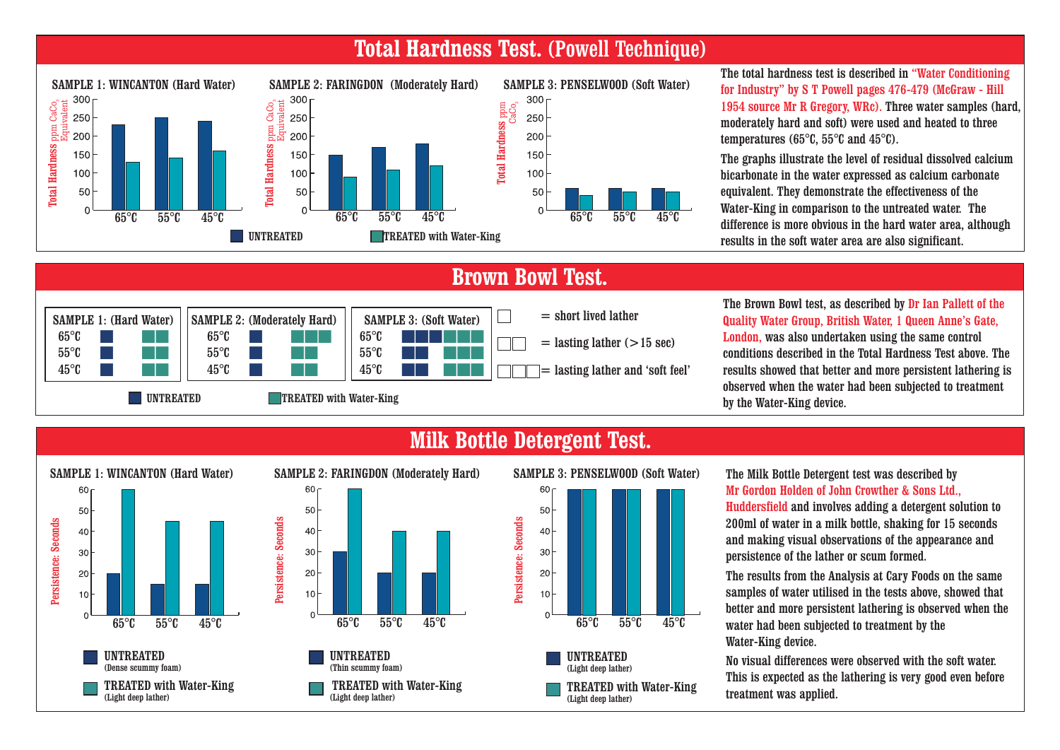# Total Hardness Test. (Powell Technique)

SAMPLE 1: WINCANTON (Hard Water)

Total Hardness ppm $CaCo_3$ Equivalent

300
250
200
150
100
50
0

65°C 55°C 45°C

SAMPLE 2: FARINGDON (Moderately Hard)

Total Hardness ppm $CaCo_3$ Equivalent

300
250
200
150
100
50
0

65°C 55°C 45°C

SAMPLE 3: PENSELWOOD (Soft Water)

Total Hardness ppm $CaCo_3$

300
250
200
150
100
50
0

65°C 55°C 45°C

UNTREATED

TREATED with Water-King

The total hardness test is described in "Water Conditioning for Industry" by S T Powell pages 476-479 (McGraw - Hill 1954 source Mr R Gregory, WRc). Three water samples (hard, moderately hard and soft) were used and heated to three temperatures (65°C, 55°C and 45°C).

The graphs illustrate the level of residual dissolved calcium bicarbonate in the water expressed as calcium carbonate equivalent. They demonstrate the effectiveness of the Water-King in comparison to the untreated water. The difference is more obvious in the hard water area, although results in the soft water area are also significant.

# Brown Bowl Test.

SAMPLE 1: (Hard Water)

65°C
55°C
45°C

SAMPLE 2: (Moderately Hard)

65°C
55°C
45°C

SAMPLE 3: (Soft Water)

65°C
55°C
45°C

UNTREATED

TREATED with Water-King

= short lived lather

= lasting lather (>15 sec)

= lasting lather and 'soft feel'

The Brown Bowl test, as described by Dr Ian Pallett of the Quality Water Group, British Water, 1 Queen Anne's Gate, London, was also undertaken using the same control conditions described in the Total Hardness Test above. The results showed that better and more persistent lathering is observed when the water had been subjected to treatment by the Water-King device.

# Milk Bottle Detergent Test.

SAMPLE 1: WINCANTON (Hard Water)

Persistence: Seconds

60
50
40
30
20
10
0

65°C 55°C 45°C

UNTREATED (Dense scummy foam)

TREATED with Water-King (Light deep lather)

SAMPLE 2: FARINGDON (Moderately Hard)

Persistence: Seconds

60
50
40
30
20
10
0

65°C 55°C 45°C

UNTREATED (Thin scummy foam)

TREATED with Water-King (Light deep lather)

SAMPLE 3: PENSELWOOD (Soft Water)

Persistence: Seconds

60
50
40
30
20
10
0

65°C 55°C 45°C

UNTREATED (Light deep lather)

TREATED with Water-King (Light deep lather)

The Milk Bottle Detergent test was described by Mr Gordon Holden of John Crowther & Sons Ltd., Huddersfield and involves adding a detergent solution to 200ml of water in a milk bottle, shaking for 15 seconds and making visual observations of the appearance and persistence of the lather or scum formed.

The results from the Analysis at Cary Foods on the same samples of water utilised in the tests above, showed that better and more persistent lathering is observed when the water had been subjected to treatment by the Water-King device.

No visual differences were observed with the soft water. This is expected as the lathering is very good even before treatment was applied.